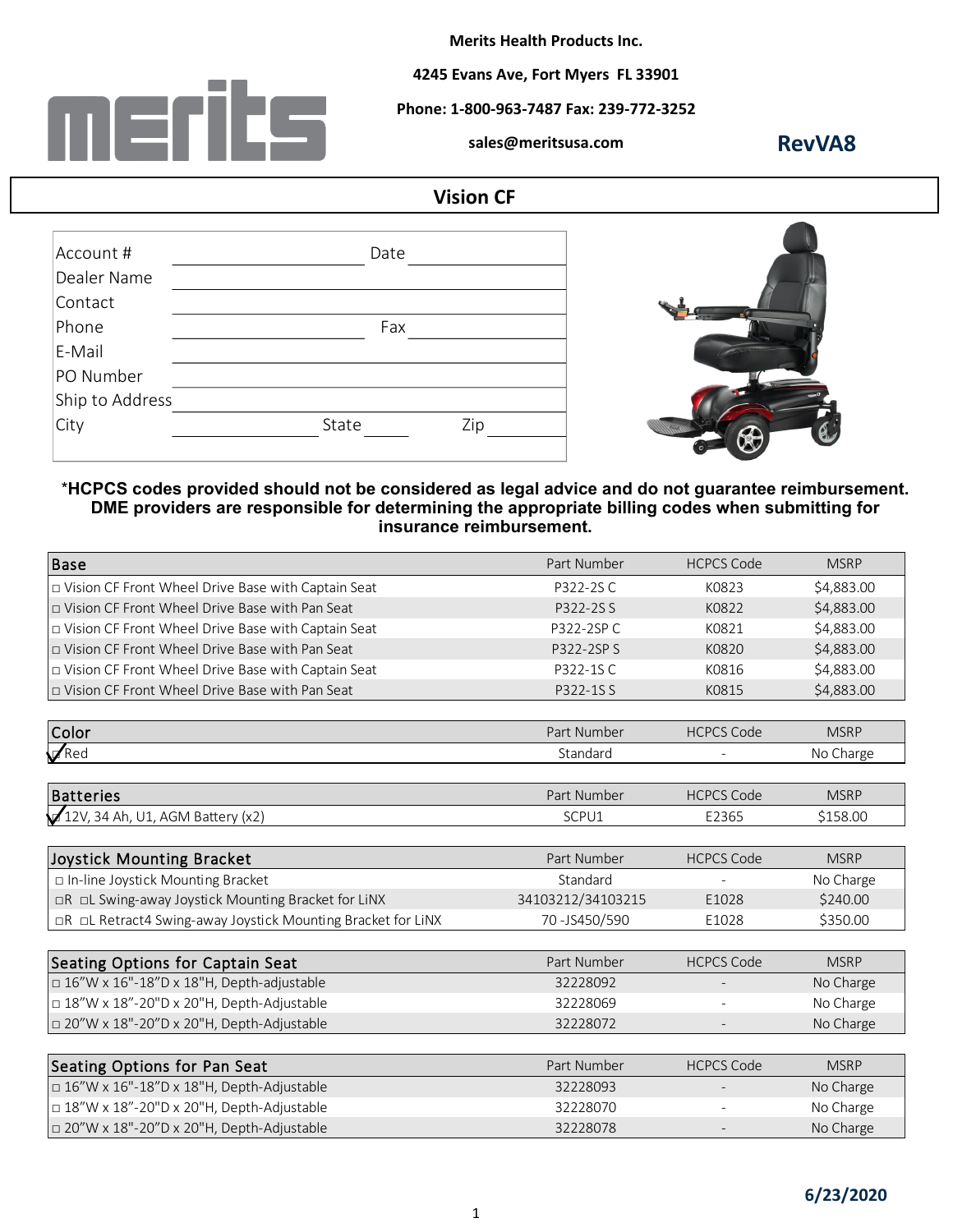**Merits Health Products Inc.**

**4245 Evans Ave, Fort Myers FL 33901**

**Phone: 1-800-963-7487 Fax: 239-772-3252**

**sales@meritsusa.com**

**RevVA8**

## Vision CF

| | | | |
|---|---|---|---|
| Account # | | Date | |
| Dealer Name | | | |
| Contact | | | |
| Phone | | Fax | |
| E-Mail | | | |
| PO Number | | | |
| Ship to Address | | | |
| City | | State | Zip |

**\*HCPCS codes provided should not be considered as legal advice and do not guarantee reimbursement. DME providers are responsible for determining the appropriate billing codes when submitting for insurance reimbursement.**

| Base | Part Number | HCPCS Code | MSRP |
|---|---|---|---|
| □ Vision CF Front Wheel Drive Base with Captain Seat | P322-2S C | K0823 | $4,883.00 |
| □ Vision CF Front Wheel Drive Base with Pan Seat | P322-2S S | K0822 | $4,883.00 |
| □ Vision CF Front Wheel Drive Base with Captain Seat | P322-2SP C | K0821 | $4,883.00 |
| □ Vision CF Front Wheel Drive Base with Pan Seat | P322-2SP S | K0820 | $4,883.00 |
| □ Vision CF Front Wheel Drive Base with Captain Seat | P322-1S C | K0816 | $4,883.00 |
| □ Vision CF Front Wheel Drive Base with Pan Seat | P322-1S S | K0815 | $4,883.00 |

| Color | Part Number | HCPCS Code | MSRP |
|---|---|---|---|
| ☑ Red | Standard | - | No Charge |

| Batteries | Part Number | HCPCS Code | MSRP |
|---|---|---|---|
| ☑ 12V, 34 Ah, U1, AGM Battery (x2) | SCPU1 | E2365 | $158.00 |

| Joystick Mounting Bracket | Part Number | HCPCS Code | MSRP |
|---|---|---|---|
| □ In-line Joystick Mounting Bracket | Standard | - | No Charge |
| □R □L Swing-away Joystick Mounting Bracket for LiNX | 34103212/34103215 | E1028 | $240.00 |
| □R □L Retract4 Swing-away Joystick Mounting Bracket for LiNX | 70 -JS450/590 | E1028 | $350.00 |

| Seating Options for Captain Seat | Part Number | HCPCS Code | MSRP |
|---|---|---|---|
| □ 16"W x 16"-18"D x 18"H, Depth-adjustable | 32228092 | - | No Charge |
| □ 18"W x 18"-20"D x 20"H, Depth-Adjustable | 32228069 | - | No Charge |
| □ 20"W x 18"-20"D x 20"H, Depth-Adjustable | 32228072 | - | No Charge |

| Seating Options for Pan Seat | Part Number | HCPCS Code | MSRP |
|---|---|---|---|
| □ 16"W x 16"-18"D x 18"H, Depth-Adjustable | 32228093 | - | No Charge |
| □ 18"W x 18"-20"D x 20"H, Depth-Adjustable | 32228070 | - | No Charge |
| □ 20"W x 18"-20"D x 20"H, Depth-Adjustable | 32228078 | - | No Charge |

**6/23/2020**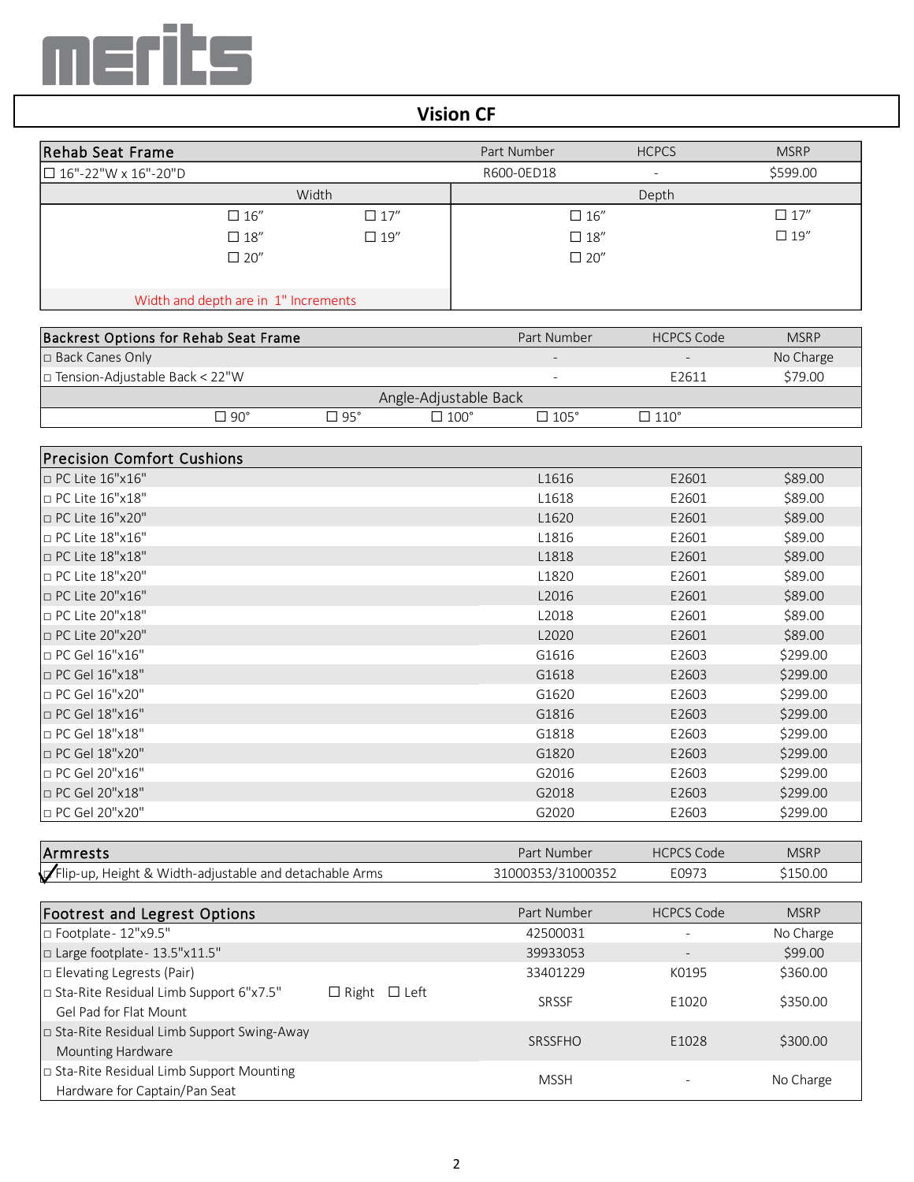merits

# Vision CF

| Rehab Seat Frame | | Part Number | HCPCS | MSRP |
|---|---|---|---|---|
| ☐ 16"-22"W x 16"-20"D | | R600-0ED18 | - | $599.00 |
| Width | | Depth | | |
| ☐ 16" | ☐ 17" | ☐ 16" | ☐ 17" | |
| ☐ 18" | ☐ 19" | ☐ 18" | ☐ 19" | |
| ☐ 20" | | ☐ 20" | | |
| Width and depth are in 1" Increments | | | | |

| Backrest Options for Rehab Seat Frame | | | Part Number | HCPCS Code | MSRP |
|---|---|---|---|---|---|
| □ Back Canes Only | | | - | - | No Charge |
| □ Tension-Adjustable Back < 22"W | | | - | E2611 | $79.00 |
| Angle-Adjustable Back | | | | | |
| ☐ 90° | ☐ 95° | ☐ 100° | ☐ 105° | ☐ 110° | |

| Precision Comfort Cushions | | | |
|---|---|---|---|
| □ PC Lite 16"x16" | L1616 | E2601 | $89.00 |
| □ PC Lite 16"x18" | L1618 | E2601 | $89.00 |
| □ PC Lite 16"x20" | L1620 | E2601 | $89.00 |
| □ PC Lite 18"x16" | L1816 | E2601 | $89.00 |
| □ PC Lite 18"x18" | L1818 | E2601 | $89.00 |
| □ PC Lite 18"x20" | L1820 | E2601 | $89.00 |
| □ PC Lite 20"x16" | L2016 | E2601 | $89.00 |
| □ PC Lite 20"x18" | L2018 | E2601 | $89.00 |
| □ PC Lite 20"x20" | L2020 | E2601 | $89.00 |
| □ PC Gel 16"x16" | G1616 | E2603 | $299.00 |
| □ PC Gel 16"x18" | G1618 | E2603 | $299.00 |
| □ PC Gel 16"x20" | G1620 | E2603 | $299.00 |
| □ PC Gel 18"x16" | G1816 | E2603 | $299.00 |
| □ PC Gel 18"x18" | G1818 | E2603 | $299.00 |
| □ PC Gel 18"x20" | G1820 | E2603 | $299.00 |
| □ PC Gel 20"x16" | G2016 | E2603 | $299.00 |
| □ PC Gel 20"x18" | G2018 | E2603 | $299.00 |
| □ PC Gel 20"x20" | G2020 | E2603 | $299.00 |

| Armrests | Part Number | HCPCS Code | MSRP |
|---|---|---|---|
| ✓ Flip-up, Height & Width-adjustable and detachable Arms | 31000353/31000352 | E0973 | $150.00 |

| Footrest and Legrest Options | | Part Number | HCPCS Code | MSRP |
|---|---|---|---|---|
| □ Footplate- 12"x9.5" | | 42500031 | - | No Charge |
| □ Large footplate- 13.5"x11.5" | | 39933053 | - | $99.00 |
| □ Elevating Legrests (Pair) | | 33401229 | K0195 | $360.00 |
| □ Sta-Rite Residual Limb Support 6"x7.5" Gel Pad for Flat Mount | ☐ Right ☐ Left | SRSSF | E1020 | $350.00 |
| □ Sta-Rite Residual Limb Support Swing-Away Mounting Hardware | | SRSSFHO | E1028 | $300.00 |
| □ Sta-Rite Residual Limb Support Mounting Hardware for Captain/Pan Seat | | MSSH | - | No Charge |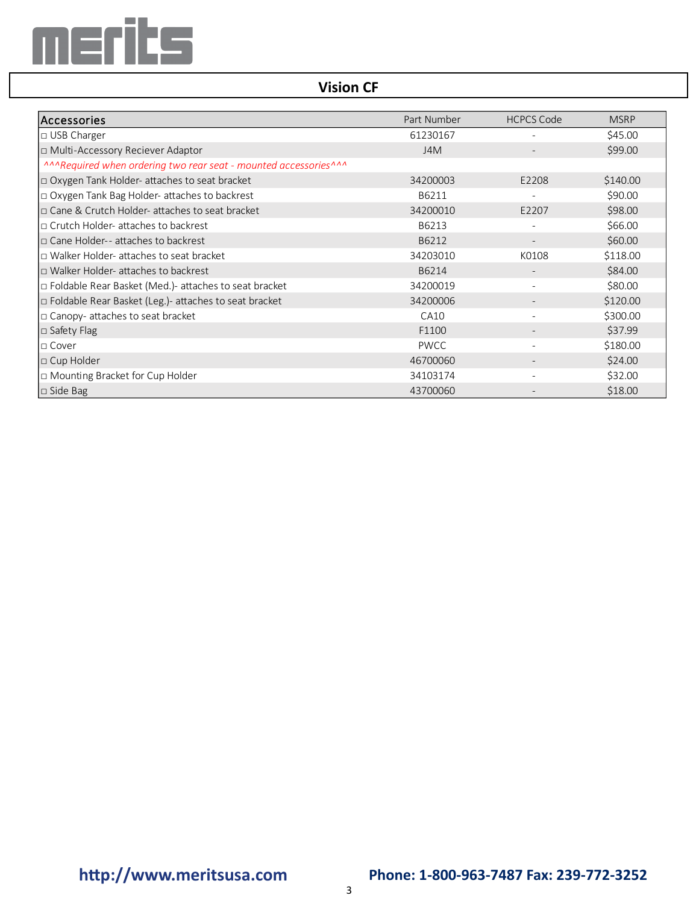merits

# Vision CF

| Accessories | Part Number | HCPCS Code | MSRP |
|---|---|---|---|
| □ USB Charger | 61230167 | - | $45.00 |
| □ Multi-Accessory Reciever Adaptor | J4M | - | $99.00 |
| *^^^Required when ordering two rear seat - mounted accessories^^^* | | | |
| □ Oxygen Tank Holder- attaches to seat bracket | 34200003 | E2208 | $140.00 |
| □ Oxygen Tank Bag Holder- attaches to backrest | B6211 | - | $90.00 |
| □ Cane & Crutch Holder- attaches to seat bracket | 34200010 | E2207 | $98.00 |
| □ Crutch Holder- attaches to backrest | B6213 | - | $66.00 |
| □ Cane Holder-- attaches to backrest | B6212 | - | $60.00 |
| □ Walker Holder- attaches to seat bracket | 34203010 | K0108 | $118.00 |
| □ Walker Holder- attaches to backrest | B6214 | - | $84.00 |
| □ Foldable Rear Basket (Med.)- attaches to seat bracket | 34200019 | - | $80.00 |
| □ Foldable Rear Basket (Leg.)- attaches to seat bracket | 34200006 | - | $120.00 |
| □ Canopy- attaches to seat bracket | CA10 | - | $300.00 |
| □ Safety Flag | F1100 | - | $37.99 |
| □ Cover | PWCC | - | $180.00 |
| □ Cup Holder | 46700060 | - | $24.00 |
| □ Mounting Bracket for Cup Holder | 34103174 | - | $32.00 |
| □ Side Bag | 43700060 | - | $18.00 |

**http://www.meritsusa.com** **Phone: 1-800-963-7487 Fax: 239-772-3252**